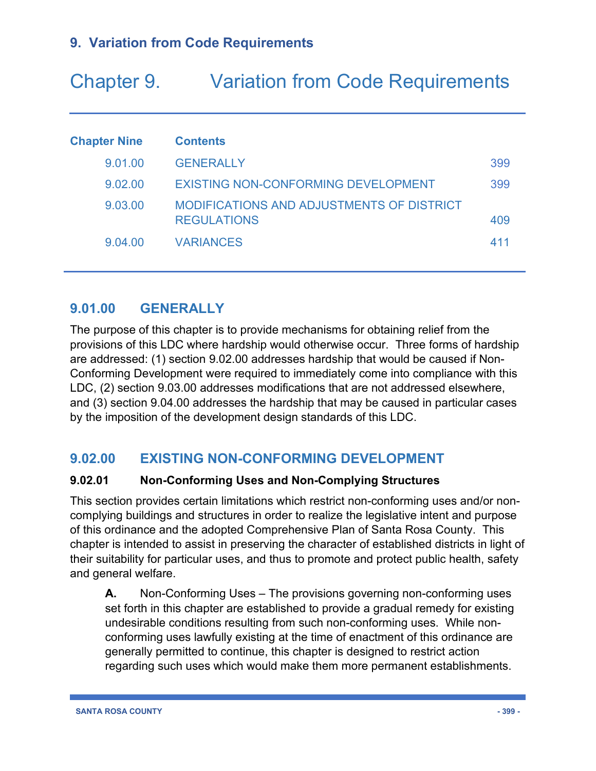# Chapter 9. Variation from Code Requirements

| Chapter Nine | Contents | |
|---|---|---|
| 9.01.00 | GENERALLY | 399 |
| 9.02.00 | EXISTING NON-CONFORMING DEVELOPMENT | 399 |
| 9.03.00 | MODIFICATIONS AND ADJUSTMENTS OF DISTRICT REGULATIONS | 409 |
| 9.04.00 | VARIANCES | 411 |

## 9.01.00 GENERALLY

The purpose of this chapter is to provide mechanisms for obtaining relief from the provisions of this LDC where hardship would otherwise occur. Three forms of hardship are addressed: (1) section 9.02.00 addresses hardship that would be caused if Non-Conforming Development were required to immediately come into compliance with this LDC, (2) section 9.03.00 addresses modifications that are not addressed elsewhere, and (3) section 9.04.00 addresses the hardship that may be caused in particular cases by the imposition of the development design standards of this LDC.

## 9.02.00 EXISTING NON-CONFORMING DEVELOPMENT

### 9.02.01 Non-Conforming Uses and Non-Complying Structures

This section provides certain limitations which restrict non-conforming uses and/or non-complying buildings and structures in order to realize the legislative intent and purpose of this ordinance and the adopted Comprehensive Plan of Santa Rosa County. This chapter is intended to assist in preserving the character of established districts in light of their suitability for particular uses, and thus to promote and protect public health, safety and general welfare.

**A.** Non-Conforming Uses – The provisions governing non-conforming uses set forth in this chapter are established to provide a gradual remedy for existing undesirable conditions resulting from such non-conforming uses. While non-conforming uses lawfully existing at the time of enactment of this ordinance are generally permitted to continue, this chapter is designed to restrict action regarding such uses which would make them more permanent establishments.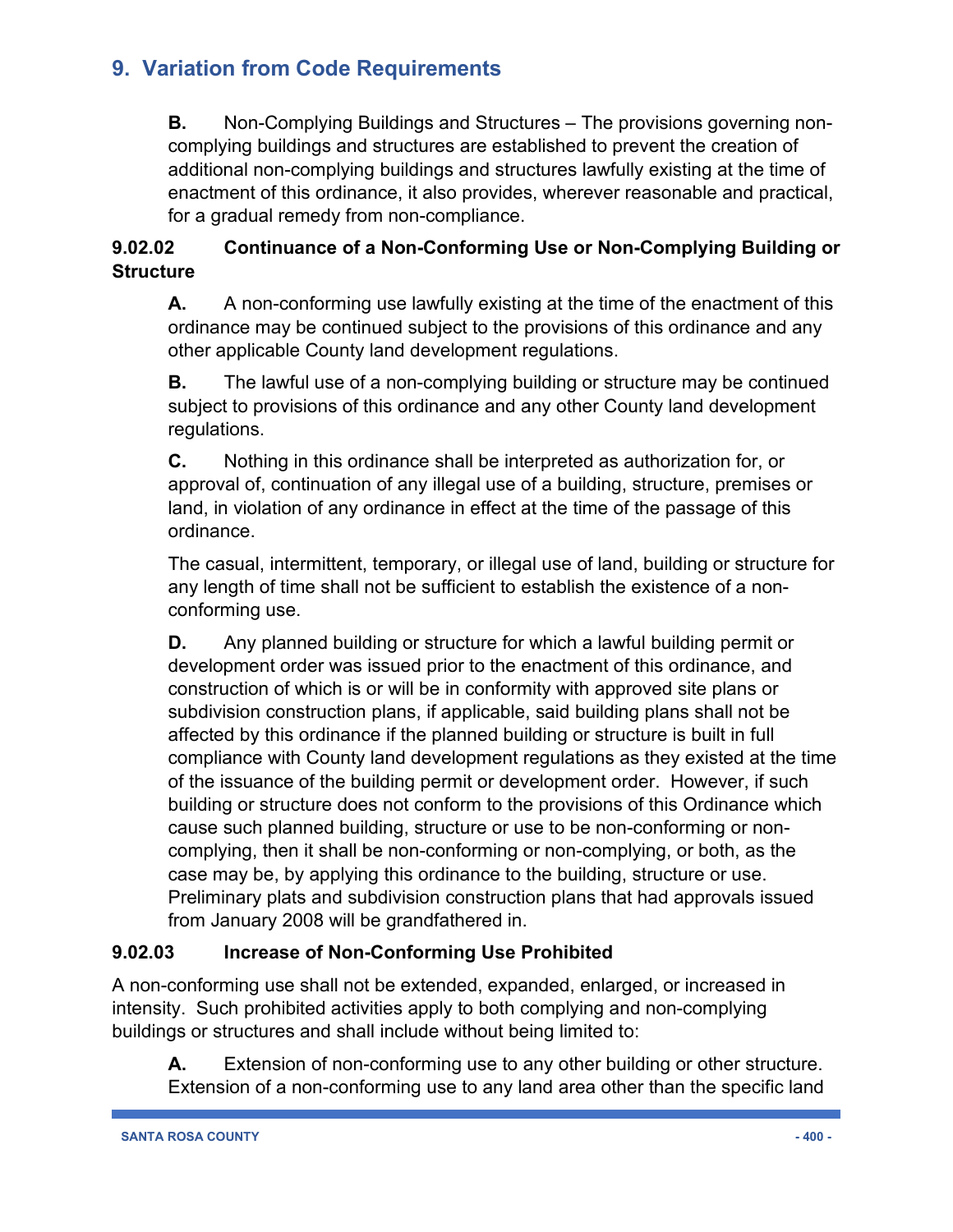# 9. Variation from Code Requirements

**B.** Non-Complying Buildings and Structures – The provisions governing non-complying buildings and structures are established to prevent the creation of additional non-complying buildings and structures lawfully existing at the time of enactment of this ordinance, it also provides, wherever reasonable and practical, for a gradual remedy from non-compliance.

### 9.02.02 Continuance of a Non-Conforming Use or Non-Complying Building or Structure

**A.** A non-conforming use lawfully existing at the time of the enactment of this ordinance may be continued subject to the provisions of this ordinance and any other applicable County land development regulations.

**B.** The lawful use of a non-complying building or structure may be continued subject to provisions of this ordinance and any other County land development regulations.

**C.** Nothing in this ordinance shall be interpreted as authorization for, or approval of, continuation of any illegal use of a building, structure, premises or land, in violation of any ordinance in effect at the time of the passage of this ordinance.

The casual, intermittent, temporary, or illegal use of land, building or structure for any length of time shall not be sufficient to establish the existence of a non-conforming use.

**D.** Any planned building or structure for which a lawful building permit or development order was issued prior to the enactment of this ordinance, and construction of which is or will be in conformity with approved site plans or subdivision construction plans, if applicable, said building plans shall not be affected by this ordinance if the planned building or structure is built in full compliance with County land development regulations as they existed at the time of the issuance of the building permit or development order. However, if such building or structure does not conform to the provisions of this Ordinance which cause such planned building, structure or use to be non-conforming or non-complying, then it shall be non-conforming or non-complying, or both, as the case may be, by applying this ordinance to the building, structure or use. Preliminary plats and subdivision construction plans that had approvals issued from January 2008 will be grandfathered in.

### 9.02.03 Increase of Non-Conforming Use Prohibited

A non-conforming use shall not be extended, expanded, enlarged, or increased in intensity. Such prohibited activities apply to both complying and non-complying buildings or structures and shall include without being limited to:

**A.** Extension of non-conforming use to any other building or other structure. Extension of a non-conforming use to any land area other than the specific land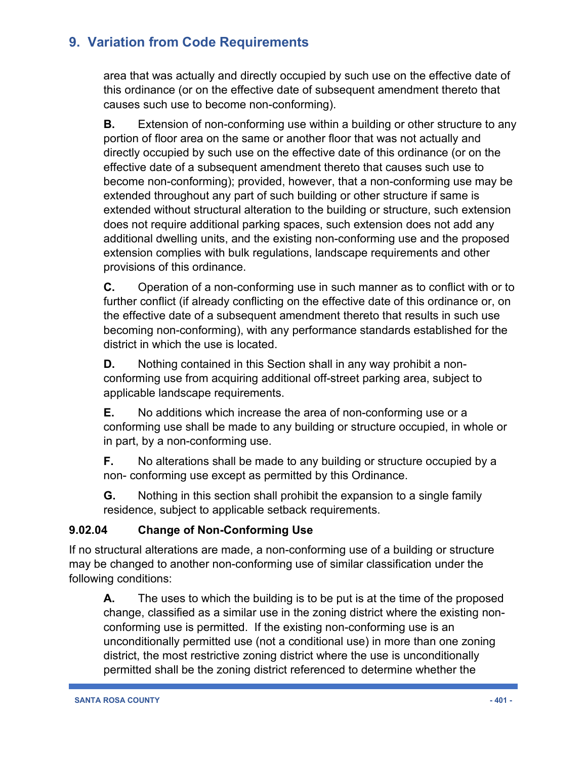area that was actually and directly occupied by such use on the effective date of this ordinance (or on the effective date of subsequent amendment thereto that causes such use to become non-conforming).

**B.** Extension of non-conforming use within a building or other structure to any portion of floor area on the same or another floor that was not actually and directly occupied by such use on the effective date of this ordinance (or on the effective date of a subsequent amendment thereto that causes such use to become non-conforming); provided, however, that a non-conforming use may be extended throughout any part of such building or other structure if same is extended without structural alteration to the building or structure, such extension does not require additional parking spaces, such extension does not add any additional dwelling units, and the existing non-conforming use and the proposed extension complies with bulk regulations, landscape requirements and other provisions of this ordinance.

**C.** Operation of a non-conforming use in such manner as to conflict with or to further conflict (if already conflicting on the effective date of this ordinance or, on the effective date of a subsequent amendment thereto that results in such use becoming non-conforming), with any performance standards established for the district in which the use is located.

**D.** Nothing contained in this Section shall in any way prohibit a non-conforming use from acquiring additional off-street parking area, subject to applicable landscape requirements.

**E.** No additions which increase the area of non-conforming use or a conforming use shall be made to any building or structure occupied, in whole or in part, by a non-conforming use.

**F.** No alterations shall be made to any building or structure occupied by a non- conforming use except as permitted by this Ordinance.

**G.** Nothing in this section shall prohibit the expansion to a single family residence, subject to applicable setback requirements.

### 9.02.04 Change of Non-Conforming Use

If no structural alterations are made, a non-conforming use of a building or structure may be changed to another non-conforming use of similar classification under the following conditions:

**A.** The uses to which the building is to be put is at the time of the proposed change, classified as a similar use in the zoning district where the existing non-conforming use is permitted. If the existing non-conforming use is an unconditionally permitted use (not a conditional use) in more than one zoning district, the most restrictive zoning district where the use is unconditionally permitted shall be the zoning district referenced to determine whether the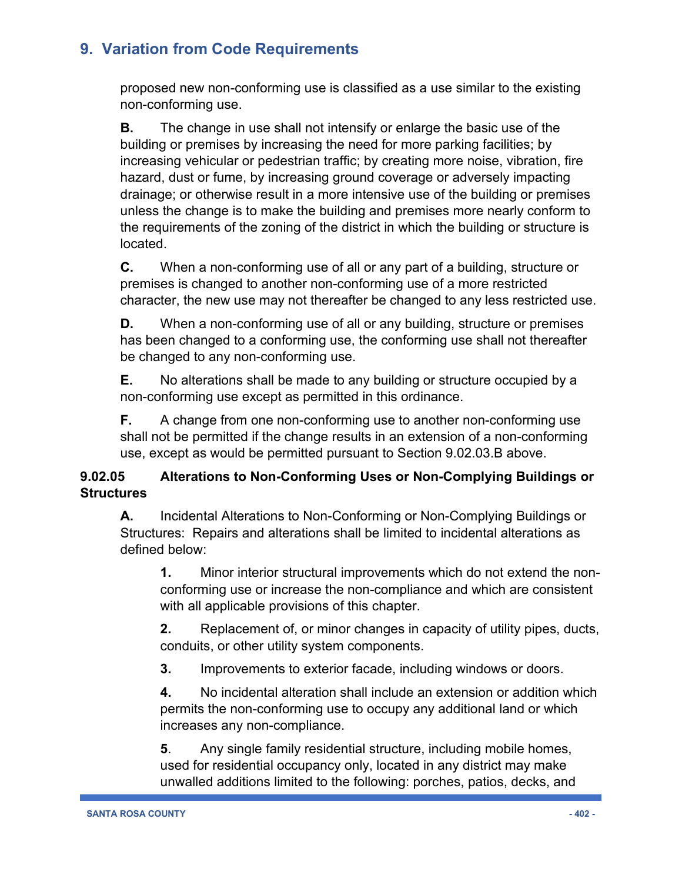proposed new non-conforming use is classified as a use similar to the existing non-conforming use.

**B.** The change in use shall not intensify or enlarge the basic use of the building or premises by increasing the need for more parking facilities; by increasing vehicular or pedestrian traffic; by creating more noise, vibration, fire hazard, dust or fume, by increasing ground coverage or adversely impacting drainage; or otherwise result in a more intensive use of the building or premises unless the change is to make the building and premises more nearly conform to the requirements of the zoning of the district in which the building or structure is located.

**C.** When a non-conforming use of all or any part of a building, structure or premises is changed to another non-conforming use of a more restricted character, the new use may not thereafter be changed to any less restricted use.

**D.** When a non-conforming use of all or any building, structure or premises has been changed to a conforming use, the conforming use shall not thereafter be changed to any non-conforming use.

**E.** No alterations shall be made to any building or structure occupied by a non-conforming use except as permitted in this ordinance.

**F.** A change from one non-conforming use to another non-conforming use shall not be permitted if the change results in an extension of a non-conforming use, except as would be permitted pursuant to Section 9.02.03.B above.

**9.02.05 Alterations to Non-Conforming Uses or Non-Complying Buildings or Structures**

**A.** Incidental Alterations to Non-Conforming or Non-Complying Buildings or Structures: Repairs and alterations shall be limited to incidental alterations as defined below:

**1.** Minor interior structural improvements which do not extend the non-conforming use or increase the non-compliance and which are consistent with all applicable provisions of this chapter.

**2.** Replacement of, or minor changes in capacity of utility pipes, ducts, conduits, or other utility system components.

**3.** Improvements to exterior facade, including windows or doors.

**4.** No incidental alteration shall include an extension or addition which permits the non-conforming use to occupy any additional land or which increases any non-compliance.

**5**. Any single family residential structure, including mobile homes, used for residential occupancy only, located in any district may make unwalled additions limited to the following: porches, patios, decks, and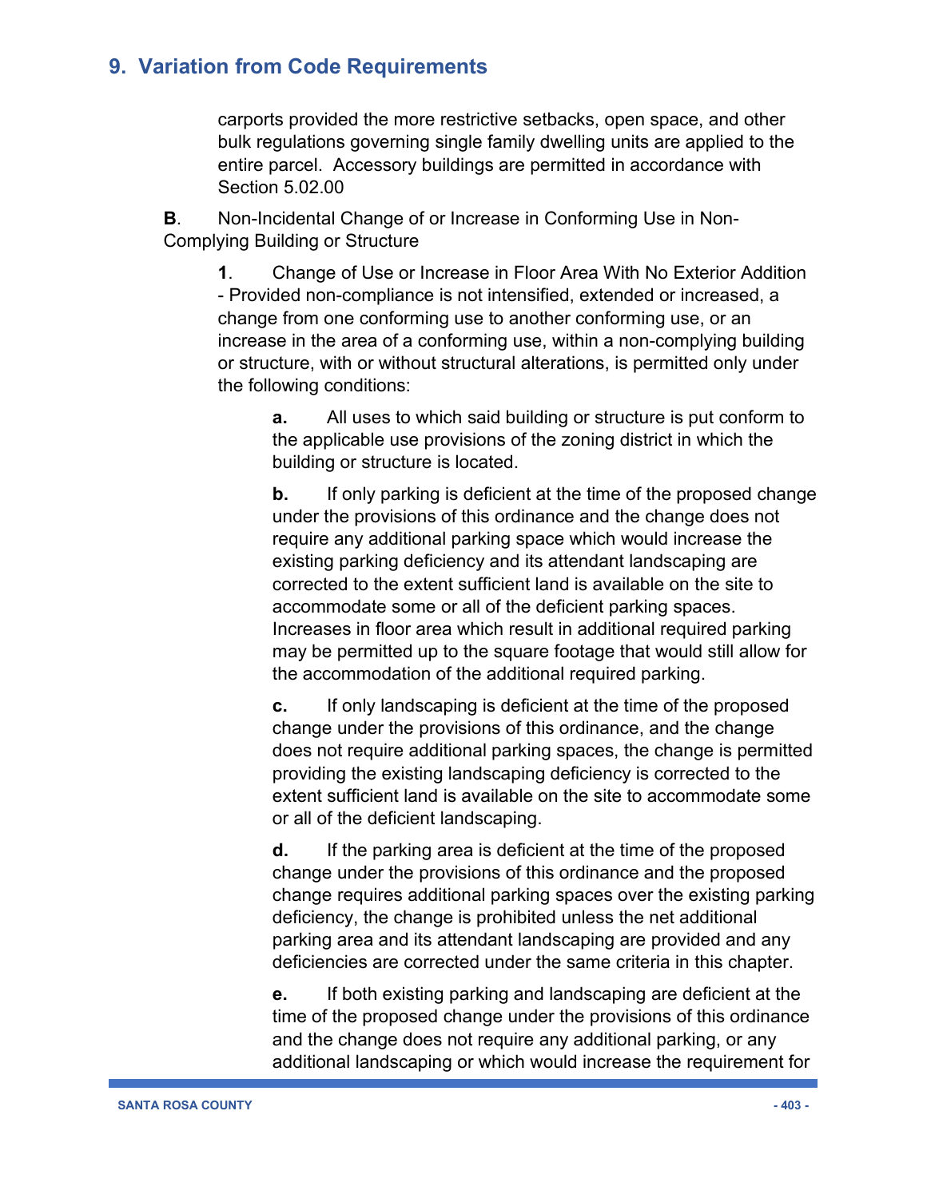carports provided the more restrictive setbacks, open space, and other bulk regulations governing single family dwelling units are applied to the entire parcel. Accessory buildings are permitted in accordance with Section 5.02.00

**B**. Non-Incidental Change of or Increase in Conforming Use in Non-Complying Building or Structure

**1**. Change of Use or Increase in Floor Area With No Exterior Addition - Provided non-compliance is not intensified, extended or increased, a change from one conforming use to another conforming use, or an increase in the area of a conforming use, within a non-complying building or structure, with or without structural alterations, is permitted only under the following conditions:

**a.** All uses to which said building or structure is put conform to the applicable use provisions of the zoning district in which the building or structure is located.

**b.** If only parking is deficient at the time of the proposed change under the provisions of this ordinance and the change does not require any additional parking space which would increase the existing parking deficiency and its attendant landscaping are corrected to the extent sufficient land is available on the site to accommodate some or all of the deficient parking spaces. Increases in floor area which result in additional required parking may be permitted up to the square footage that would still allow for the accommodation of the additional required parking.

**c.** If only landscaping is deficient at the time of the proposed change under the provisions of this ordinance, and the change does not require additional parking spaces, the change is permitted providing the existing landscaping deficiency is corrected to the extent sufficient land is available on the site to accommodate some or all of the deficient landscaping.

**d.** If the parking area is deficient at the time of the proposed change under the provisions of this ordinance and the proposed change requires additional parking spaces over the existing parking deficiency, the change is prohibited unless the net additional parking area and its attendant landscaping are provided and any deficiencies are corrected under the same criteria in this chapter.

**e.** If both existing parking and landscaping are deficient at the time of the proposed change under the provisions of this ordinance and the change does not require any additional parking, or any additional landscaping or which would increase the requirement for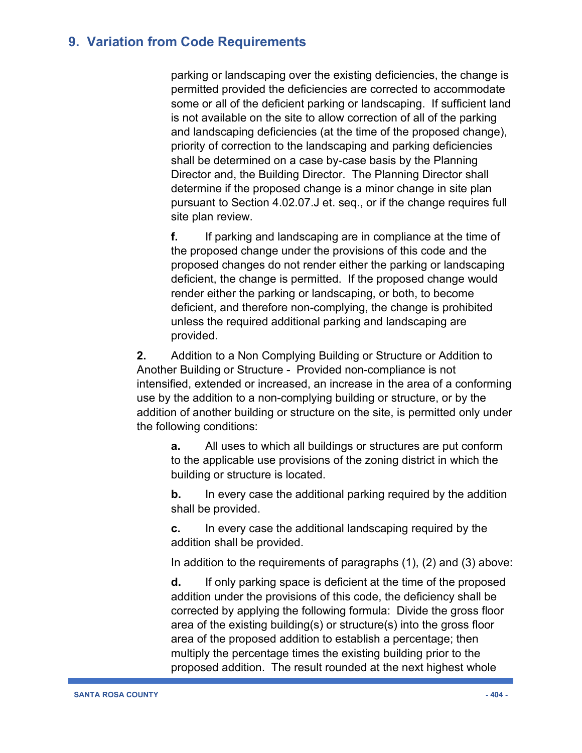## 9. Variation from Code Requirements

parking or landscaping over the existing deficiencies, the change is permitted provided the deficiencies are corrected to accommodate some or all of the deficient parking or landscaping. If sufficient land is not available on the site to allow correction of all of the parking and landscaping deficiencies (at the time of the proposed change), priority of correction to the landscaping and parking deficiencies shall be determined on a case by-case basis by the Planning Director and, the Building Director. The Planning Director shall determine if the proposed change is a minor change in site plan pursuant to Section 4.02.07.J et. seq., or if the change requires full site plan review.

**f.** If parking and landscaping are in compliance at the time of the proposed change under the provisions of this code and the proposed changes do not render either the parking or landscaping deficient, the change is permitted. If the proposed change would render either the parking or landscaping, or both, to become deficient, and therefore non-complying, the change is prohibited unless the required additional parking and landscaping are provided.

**2.** Addition to a Non Complying Building or Structure or Addition to Another Building or Structure - Provided non-compliance is not intensified, extended or increased, an increase in the area of a conforming use by the addition to a non-complying building or structure, or by the addition of another building or structure on the site, is permitted only under the following conditions:

**a.** All uses to which all buildings or structures are put conform to the applicable use provisions of the zoning district in which the building or structure is located.

**b.** In every case the additional parking required by the addition shall be provided.

**c.** In every case the additional landscaping required by the addition shall be provided.

In addition to the requirements of paragraphs (1), (2) and (3) above:

**d.** If only parking space is deficient at the time of the proposed addition under the provisions of this code, the deficiency shall be corrected by applying the following formula: Divide the gross floor area of the existing building(s) or structure(s) into the gross floor area of the proposed addition to establish a percentage; then multiply the percentage times the existing building prior to the proposed addition. The result rounded at the next highest whole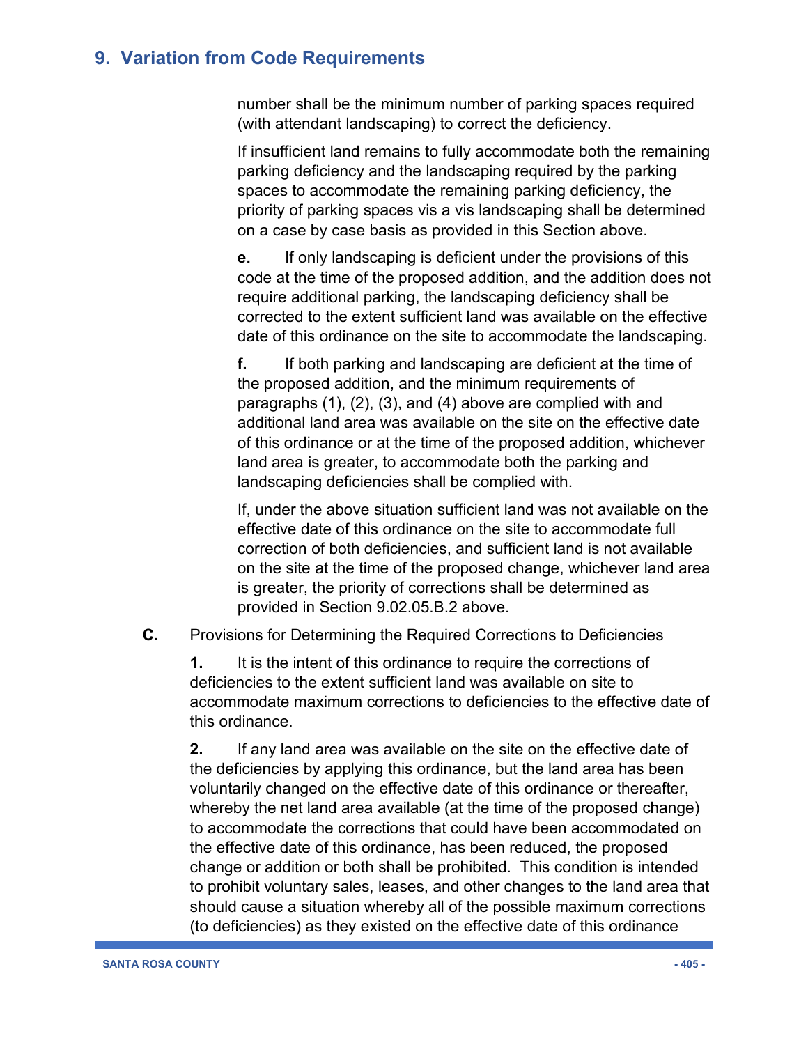number shall be the minimum number of parking spaces required (with attendant landscaping) to correct the deficiency.

If insufficient land remains to fully accommodate both the remaining parking deficiency and the landscaping required by the parking spaces to accommodate the remaining parking deficiency, the priority of parking spaces vis a vis landscaping shall be determined on a case by case basis as provided in this Section above.

**e.** If only landscaping is deficient under the provisions of this code at the time of the proposed addition, and the addition does not require additional parking, the landscaping deficiency shall be corrected to the extent sufficient land was available on the effective date of this ordinance on the site to accommodate the landscaping.

**f.** If both parking and landscaping are deficient at the time of the proposed addition, and the minimum requirements of paragraphs (1), (2), (3), and (4) above are complied with and additional land area was available on the site on the effective date of this ordinance or at the time of the proposed addition, whichever land area is greater, to accommodate both the parking and landscaping deficiencies shall be complied with.

If, under the above situation sufficient land was not available on the effective date of this ordinance on the site to accommodate full correction of both deficiencies, and sufficient land is not available on the site at the time of the proposed change, whichever land area is greater, the priority of corrections shall be determined as provided in Section 9.02.05.B.2 above.

**C.** Provisions for Determining the Required Corrections to Deficiencies

**1.** It is the intent of this ordinance to require the corrections of deficiencies to the extent sufficient land was available on site to accommodate maximum corrections to deficiencies to the effective date of this ordinance.

**2.** If any land area was available on the site on the effective date of the deficiencies by applying this ordinance, but the land area has been voluntarily changed on the effective date of this ordinance or thereafter, whereby the net land area available (at the time of the proposed change) to accommodate the corrections that could have been accommodated on the effective date of this ordinance, has been reduced, the proposed change or addition or both shall be prohibited. This condition is intended to prohibit voluntary sales, leases, and other changes to the land area that should cause a situation whereby all of the possible maximum corrections (to deficiencies) as they existed on the effective date of this ordinance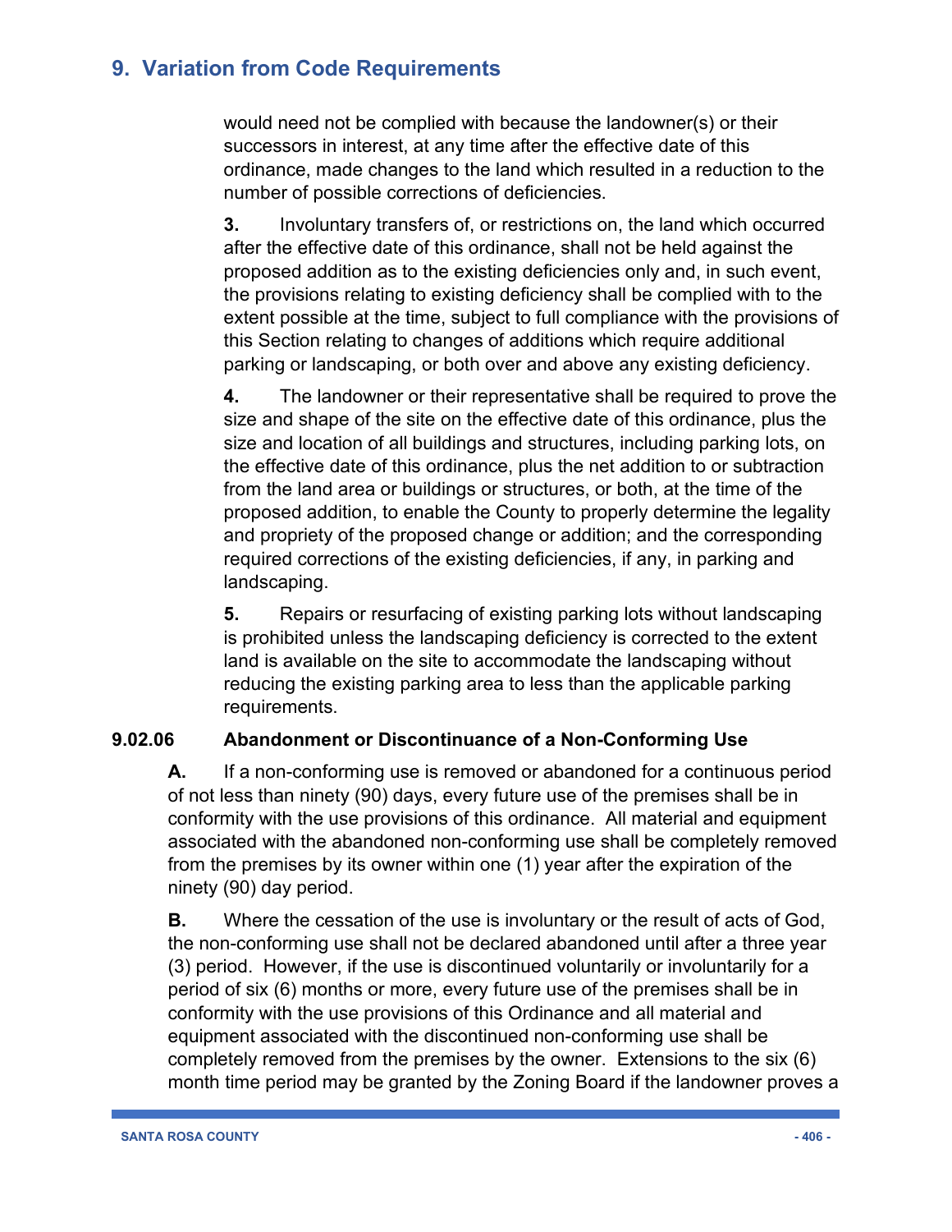would need not be complied with because the landowner(s) or their successors in interest, at any time after the effective date of this ordinance, made changes to the land which resulted in a reduction to the number of possible corrections of deficiencies.

**3.** Involuntary transfers of, or restrictions on, the land which occurred after the effective date of this ordinance, shall not be held against the proposed addition as to the existing deficiencies only and, in such event, the provisions relating to existing deficiency shall be complied with to the extent possible at the time, subject to full compliance with the provisions of this Section relating to changes of additions which require additional parking or landscaping, or both over and above any existing deficiency.

**4.** The landowner or their representative shall be required to prove the size and shape of the site on the effective date of this ordinance, plus the size and location of all buildings and structures, including parking lots, on the effective date of this ordinance, plus the net addition to or subtraction from the land area or buildings or structures, or both, at the time of the proposed addition, to enable the County to properly determine the legality and propriety of the proposed change or addition; and the corresponding required corrections of the existing deficiencies, if any, in parking and landscaping.

**5.** Repairs or resurfacing of existing parking lots without landscaping is prohibited unless the landscaping deficiency is corrected to the extent land is available on the site to accommodate the landscaping without reducing the existing parking area to less than the applicable parking requirements.

### 9.02.06 Abandonment or Discontinuance of a Non-Conforming Use

**A.** If a non-conforming use is removed or abandoned for a continuous period of not less than ninety (90) days, every future use of the premises shall be in conformity with the use provisions of this ordinance. All material and equipment associated with the abandoned non-conforming use shall be completely removed from the premises by its owner within one (1) year after the expiration of the ninety (90) day period.

**B.** Where the cessation of the use is involuntary or the result of acts of God, the non-conforming use shall not be declared abandoned until after a three year (3) period. However, if the use is discontinued voluntarily or involuntarily for a period of six (6) months or more, every future use of the premises shall be in conformity with the use provisions of this Ordinance and all material and equipment associated with the discontinued non-conforming use shall be completely removed from the premises by the owner. Extensions to the six (6) month time period may be granted by the Zoning Board if the landowner proves a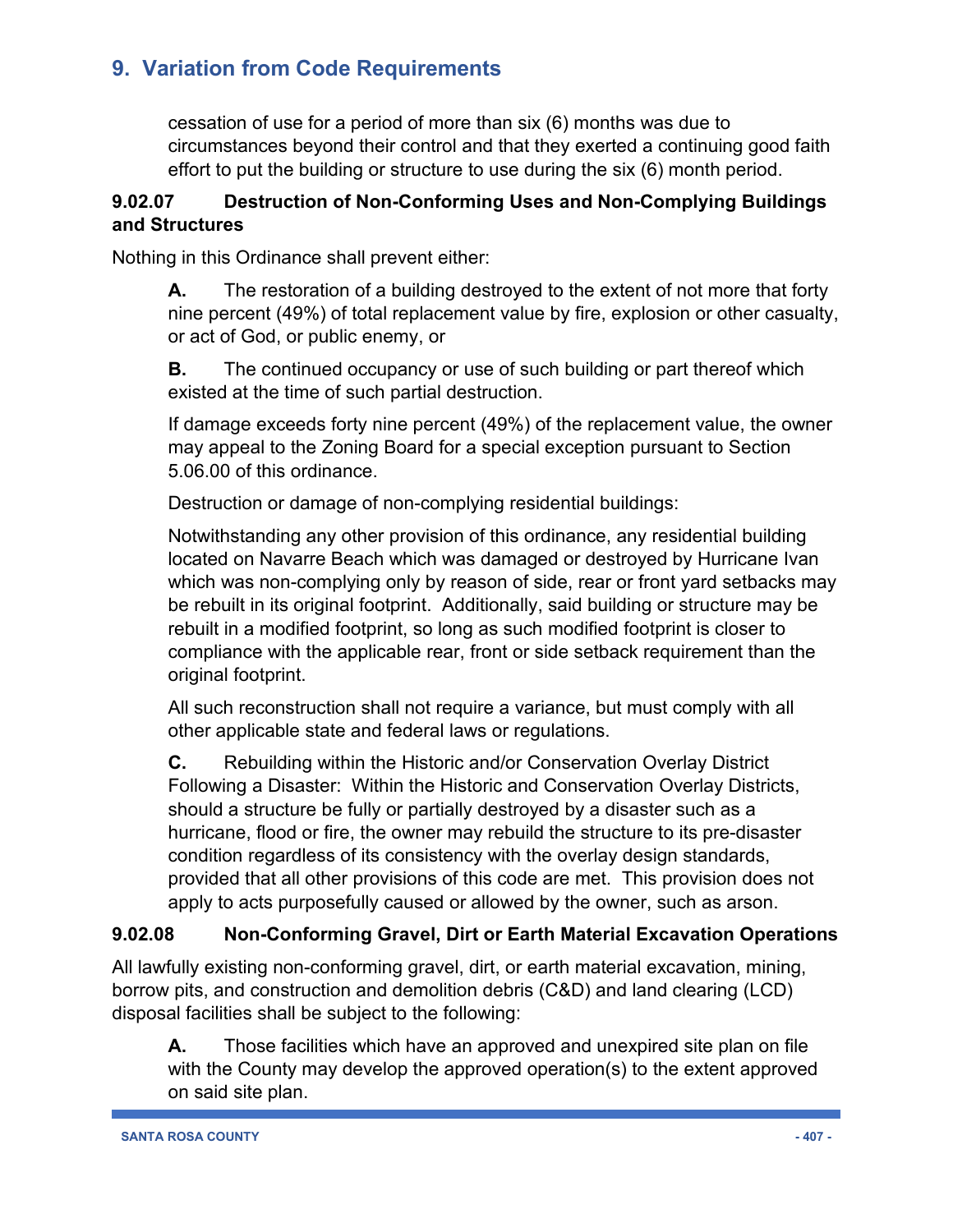cessation of use for a period of more than six (6) months was due to circumstances beyond their control and that they exerted a continuing good faith effort to put the building or structure to use during the six (6) month period.

### 9.02.07 Destruction of Non-Conforming Uses and Non-Complying Buildings and Structures

Nothing in this Ordinance shall prevent either:

**A.** The restoration of a building destroyed to the extent of not more that forty nine percent (49%) of total replacement value by fire, explosion or other casualty, or act of God, or public enemy, or

**B.** The continued occupancy or use of such building or part thereof which existed at the time of such partial destruction.

If damage exceeds forty nine percent (49%) of the replacement value, the owner may appeal to the Zoning Board for a special exception pursuant to Section 5.06.00 of this ordinance.

Destruction or damage of non-complying residential buildings:

Notwithstanding any other provision of this ordinance, any residential building located on Navarre Beach which was damaged or destroyed by Hurricane Ivan which was non-complying only by reason of side, rear or front yard setbacks may be rebuilt in its original footprint. Additionally, said building or structure may be rebuilt in a modified footprint, so long as such modified footprint is closer to compliance with the applicable rear, front or side setback requirement than the original footprint.

All such reconstruction shall not require a variance, but must comply with all other applicable state and federal laws or regulations.

**C.** Rebuilding within the Historic and/or Conservation Overlay District Following a Disaster: Within the Historic and Conservation Overlay Districts, should a structure be fully or partially destroyed by a disaster such as a hurricane, flood or fire, the owner may rebuild the structure to its pre-disaster condition regardless of its consistency with the overlay design standards, provided that all other provisions of this code are met. This provision does not apply to acts purposefully caused or allowed by the owner, such as arson.

### 9.02.08 Non-Conforming Gravel, Dirt or Earth Material Excavation Operations

All lawfully existing non-conforming gravel, dirt, or earth material excavation, mining, borrow pits, and construction and demolition debris (C&D) and land clearing (LCD) disposal facilities shall be subject to the following:

**A.** Those facilities which have an approved and unexpired site plan on file with the County may develop the approved operation(s) to the extent approved on said site plan.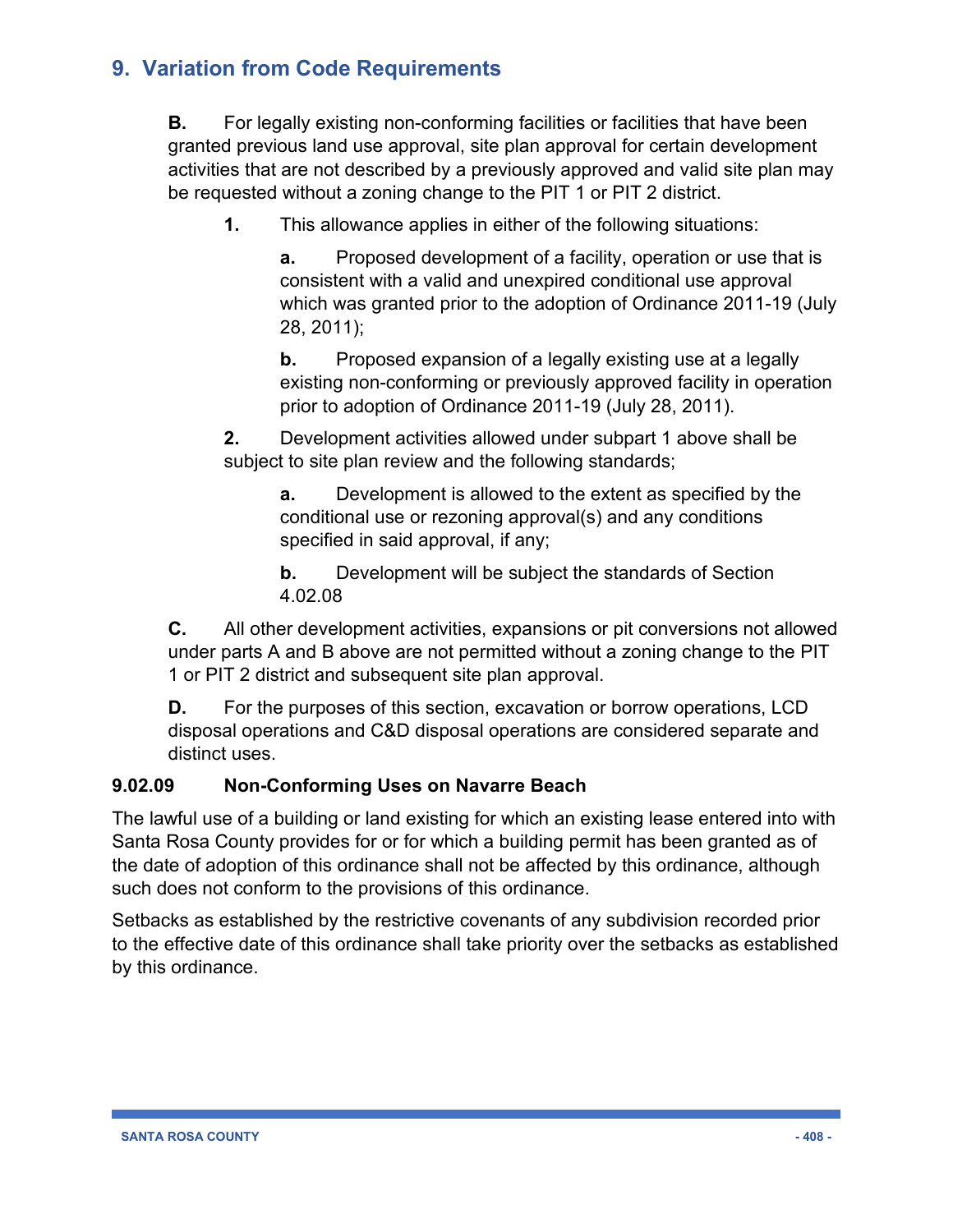## 9. Variation from Code Requirements

**B.** For legally existing non-conforming facilities or facilities that have been granted previous land use approval, site plan approval for certain development activities that are not described by a previously approved and valid site plan may be requested without a zoning change to the PIT 1 or PIT 2 district.

**1.** This allowance applies in either of the following situations:

**a.** Proposed development of a facility, operation or use that is consistent with a valid and unexpired conditional use approval which was granted prior to the adoption of Ordinance 2011-19 (July 28, 2011);

**b.** Proposed expansion of a legally existing use at a legally existing non-conforming or previously approved facility in operation prior to adoption of Ordinance 2011-19 (July 28, 2011).

**2.** Development activities allowed under subpart 1 above shall be subject to site plan review and the following standards;

**a.** Development is allowed to the extent as specified by the conditional use or rezoning approval(s) and any conditions specified in said approval, if any;

**b.** Development will be subject the standards of Section 4.02.08

**C.** All other development activities, expansions or pit conversions not allowed under parts A and B above are not permitted without a zoning change to the PIT 1 or PIT 2 district and subsequent site plan approval.

**D.** For the purposes of this section, excavation or borrow operations, LCD disposal operations and C&D disposal operations are considered separate and distinct uses.

### 9.02.09 Non-Conforming Uses on Navarre Beach

The lawful use of a building or land existing for which an existing lease entered into with Santa Rosa County provides for or for which a building permit has been granted as of the date of adoption of this ordinance shall not be affected by this ordinance, although such does not conform to the provisions of this ordinance.

Setbacks as established by the restrictive covenants of any subdivision recorded prior to the effective date of this ordinance shall take priority over the setbacks as established by this ordinance.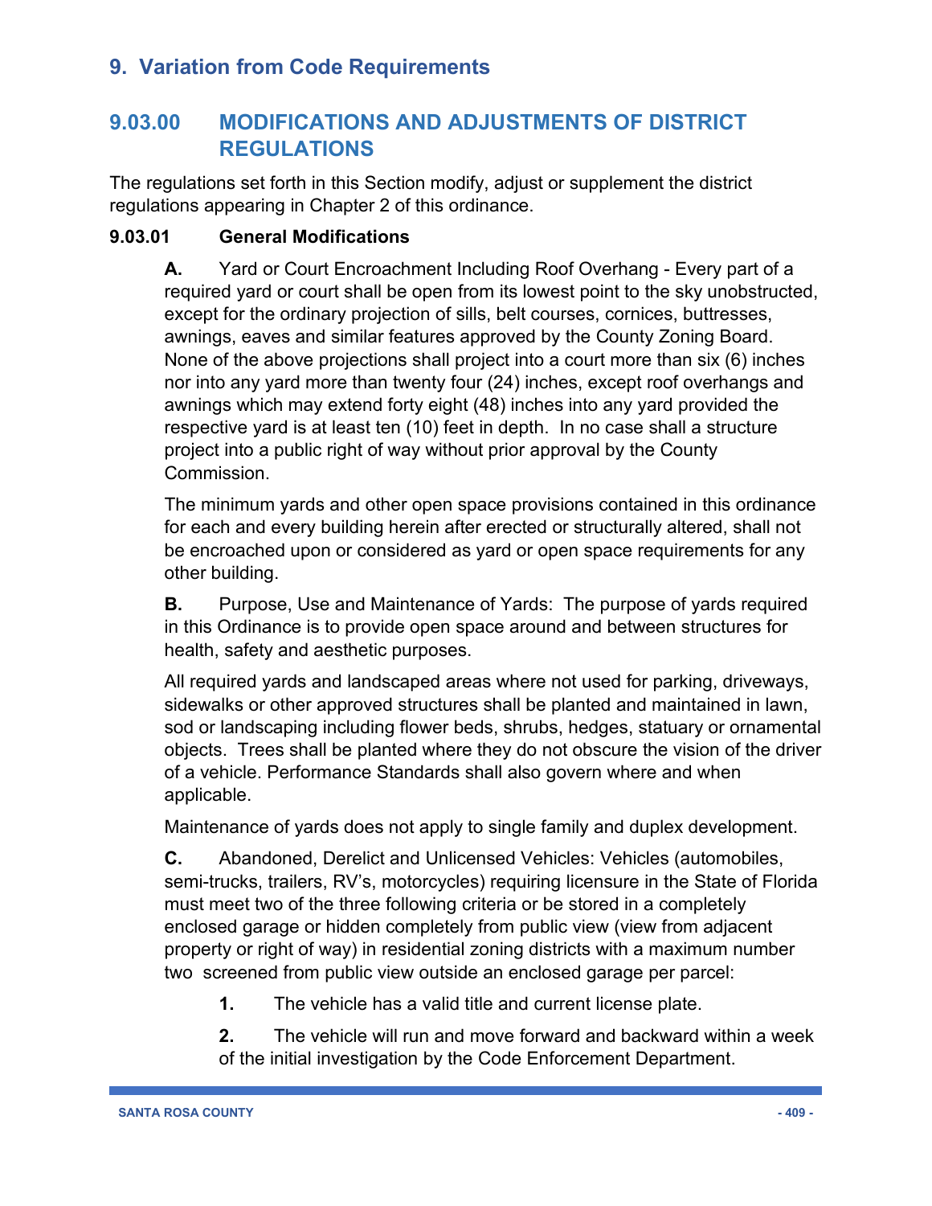# 9. Variation from Code Requirements

## 9.03.00 MODIFICATIONS AND ADJUSTMENTS OF DISTRICT REGULATIONS

The regulations set forth in this Section modify, adjust or supplement the district regulations appearing in Chapter 2 of this ordinance.

### 9.03.01 General Modifications

**A.** Yard or Court Encroachment Including Roof Overhang - Every part of a required yard or court shall be open from its lowest point to the sky unobstructed, except for the ordinary projection of sills, belt courses, cornices, buttresses, awnings, eaves and similar features approved by the County Zoning Board. None of the above projections shall project into a court more than six (6) inches nor into any yard more than twenty four (24) inches, except roof overhangs and awnings which may extend forty eight (48) inches into any yard provided the respective yard is at least ten (10) feet in depth. In no case shall a structure project into a public right of way without prior approval by the County Commission.

The minimum yards and other open space provisions contained in this ordinance for each and every building herein after erected or structurally altered, shall not be encroached upon or considered as yard or open space requirements for any other building.

**B.** Purpose, Use and Maintenance of Yards: The purpose of yards required in this Ordinance is to provide open space around and between structures for health, safety and aesthetic purposes.

All required yards and landscaped areas where not used for parking, driveways, sidewalks or other approved structures shall be planted and maintained in lawn, sod or landscaping including flower beds, shrubs, hedges, statuary or ornamental objects. Trees shall be planted where they do not obscure the vision of the driver of a vehicle. Performance Standards shall also govern where and when applicable.

Maintenance of yards does not apply to single family and duplex development.

**C.** Abandoned, Derelict and Unlicensed Vehicles: Vehicles (automobiles, semi-trucks, trailers, RV's, motorcycles) requiring licensure in the State of Florida must meet two of the three following criteria or be stored in a completely enclosed garage or hidden completely from public view (view from adjacent property or right of way) in residential zoning districts with a maximum number two screened from public view outside an enclosed garage per parcel:

1. The vehicle has a valid title and current license plate.

2. The vehicle will run and move forward and backward within a week of the initial investigation by the Code Enforcement Department.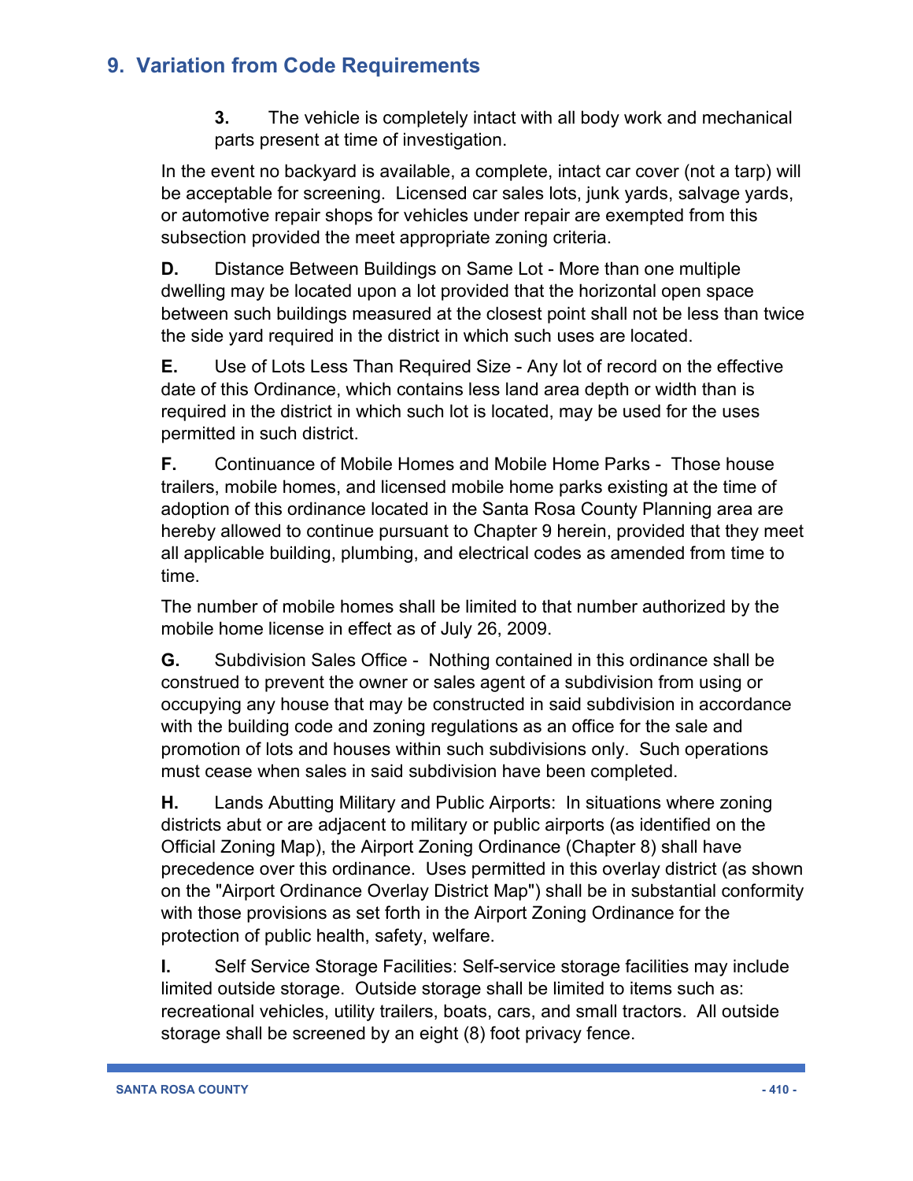## 9. Variation from Code Requirements

**3.** The vehicle is completely intact with all body work and mechanical parts present at time of investigation.

In the event no backyard is available, a complete, intact car cover (not a tarp) will be acceptable for screening. Licensed car sales lots, junk yards, salvage yards, or automotive repair shops for vehicles under repair are exempted from this subsection provided the meet appropriate zoning criteria.

**D.** Distance Between Buildings on Same Lot - More than one multiple dwelling may be located upon a lot provided that the horizontal open space between such buildings measured at the closest point shall not be less than twice the side yard required in the district in which such uses are located.

**E.** Use of Lots Less Than Required Size - Any lot of record on the effective date of this Ordinance, which contains less land area depth or width than is required in the district in which such lot is located, may be used for the uses permitted in such district.

**F.** Continuance of Mobile Homes and Mobile Home Parks - Those house trailers, mobile homes, and licensed mobile home parks existing at the time of adoption of this ordinance located in the Santa Rosa County Planning area are hereby allowed to continue pursuant to Chapter 9 herein, provided that they meet all applicable building, plumbing, and electrical codes as amended from time to time.

The number of mobile homes shall be limited to that number authorized by the mobile home license in effect as of July 26, 2009.

**G.** Subdivision Sales Office - Nothing contained in this ordinance shall be construed to prevent the owner or sales agent of a subdivision from using or occupying any house that may be constructed in said subdivision in accordance with the building code and zoning regulations as an office for the sale and promotion of lots and houses within such subdivisions only. Such operations must cease when sales in said subdivision have been completed.

**H.** Lands Abutting Military and Public Airports: In situations where zoning districts abut or are adjacent to military or public airports (as identified on the Official Zoning Map), the Airport Zoning Ordinance (Chapter 8) shall have precedence over this ordinance. Uses permitted in this overlay district (as shown on the "Airport Ordinance Overlay District Map") shall be in substantial conformity with those provisions as set forth in the Airport Zoning Ordinance for the protection of public health, safety, welfare.

**I.** Self Service Storage Facilities: Self-service storage facilities may include limited outside storage. Outside storage shall be limited to items such as: recreational vehicles, utility trailers, boats, cars, and small tractors. All outside storage shall be screened by an eight (8) foot privacy fence.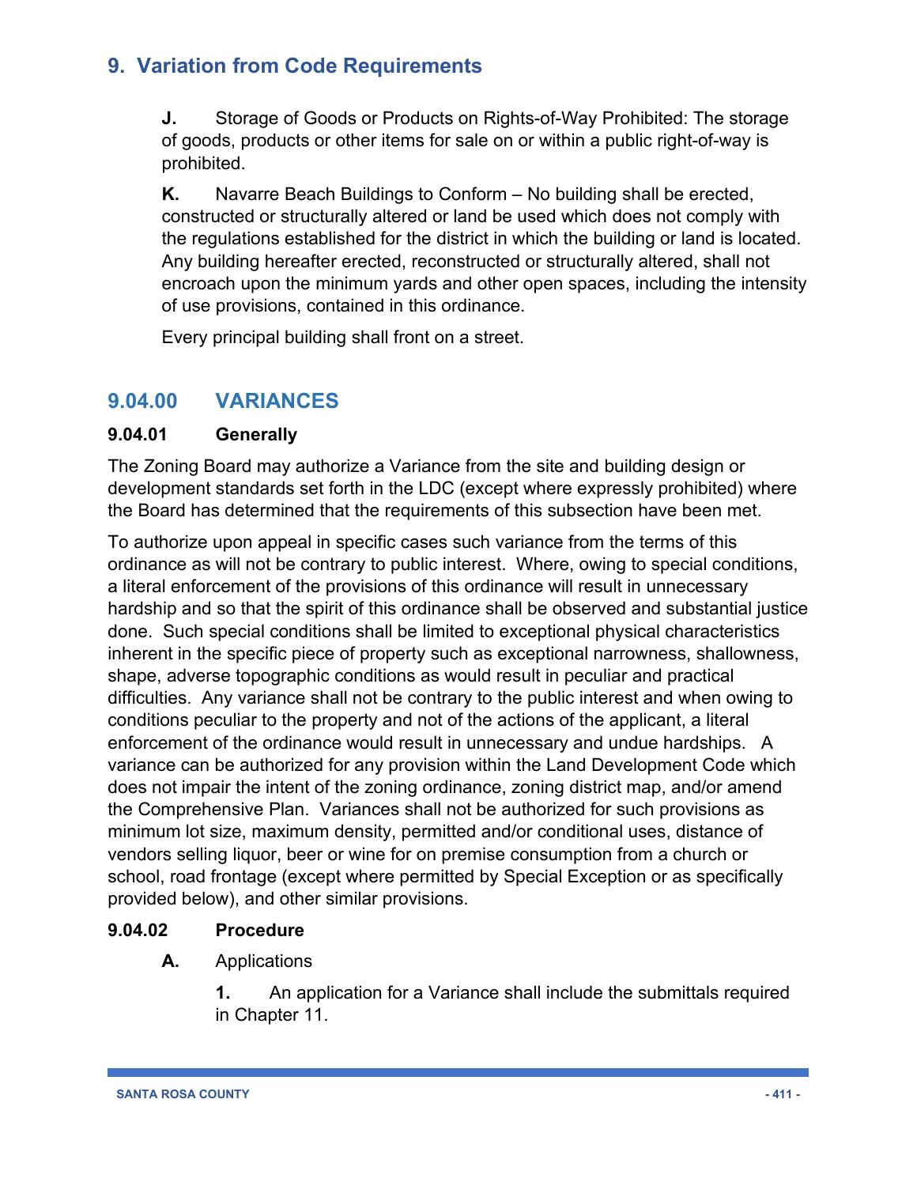**J.** Storage of Goods or Products on Rights-of-Way Prohibited: The storage of goods, products or other items for sale on or within a public right-of-way is prohibited.

**K.** Navarre Beach Buildings to Conform – No building shall be erected, constructed or structurally altered or land be used which does not comply with the regulations established for the district in which the building or land is located. Any building hereafter erected, reconstructed or structurally altered, shall not encroach upon the minimum yards and other open spaces, including the intensity of use provisions, contained in this ordinance.

Every principal building shall front on a street.

## 9.04.00 VARIANCES

### 9.04.01 Generally

The Zoning Board may authorize a Variance from the site and building design or development standards set forth in the LDC (except where expressly prohibited) where the Board has determined that the requirements of this subsection have been met.

To authorize upon appeal in specific cases such variance from the terms of this ordinance as will not be contrary to public interest. Where, owing to special conditions, a literal enforcement of the provisions of this ordinance will result in unnecessary hardship and so that the spirit of this ordinance shall be observed and substantial justice done. Such special conditions shall be limited to exceptional physical characteristics inherent in the specific piece of property such as exceptional narrowness, shallowness, shape, adverse topographic conditions as would result in peculiar and practical difficulties. Any variance shall not be contrary to the public interest and when owing to conditions peculiar to the property and not of the actions of the applicant, a literal enforcement of the ordinance would result in unnecessary and undue hardships. A variance can be authorized for any provision within the Land Development Code which does not impair the intent of the zoning ordinance, zoning district map, and/or amend the Comprehensive Plan. Variances shall not be authorized for such provisions as minimum lot size, maximum density, permitted and/or conditional uses, distance of vendors selling liquor, beer or wine for on premise consumption from a church or school, road frontage (except where permitted by Special Exception or as specifically provided below), and other similar provisions.

### 9.04.02 Procedure

**A.** Applications

**1.** An application for a Variance shall include the submittals required in Chapter 11.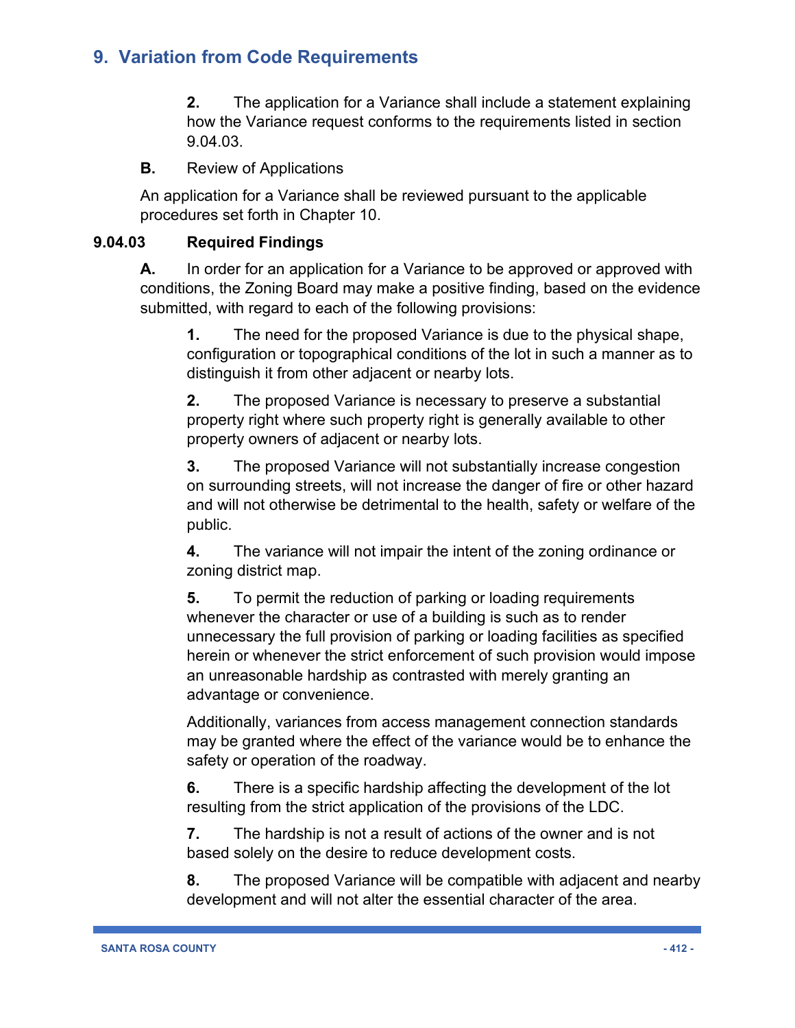**2.** The application for a Variance shall include a statement explaining how the Variance request conforms to the requirements listed in section 9.04.03.

**B.** Review of Applications

An application for a Variance shall be reviewed pursuant to the applicable procedures set forth in Chapter 10.

### 9.04.03 Required Findings

**A.** In order for an application for a Variance to be approved or approved with conditions, the Zoning Board may make a positive finding, based on the evidence submitted, with regard to each of the following provisions:

**1.** The need for the proposed Variance is due to the physical shape, configuration or topographical conditions of the lot in such a manner as to distinguish it from other adjacent or nearby lots.

**2.** The proposed Variance is necessary to preserve a substantial property right where such property right is generally available to other property owners of adjacent or nearby lots.

**3.** The proposed Variance will not substantially increase congestion on surrounding streets, will not increase the danger of fire or other hazard and will not otherwise be detrimental to the health, safety or welfare of the public.

**4.** The variance will not impair the intent of the zoning ordinance or zoning district map.

**5.** To permit the reduction of parking or loading requirements whenever the character or use of a building is such as to render unnecessary the full provision of parking or loading facilities as specified herein or whenever the strict enforcement of such provision would impose an unreasonable hardship as contrasted with merely granting an advantage or convenience.

Additionally, variances from access management connection standards may be granted where the effect of the variance would be to enhance the safety or operation of the roadway.

**6.** There is a specific hardship affecting the development of the lot resulting from the strict application of the provisions of the LDC.

**7.** The hardship is not a result of actions of the owner and is not based solely on the desire to reduce development costs.

**8.** The proposed Variance will be compatible with adjacent and nearby development and will not alter the essential character of the area.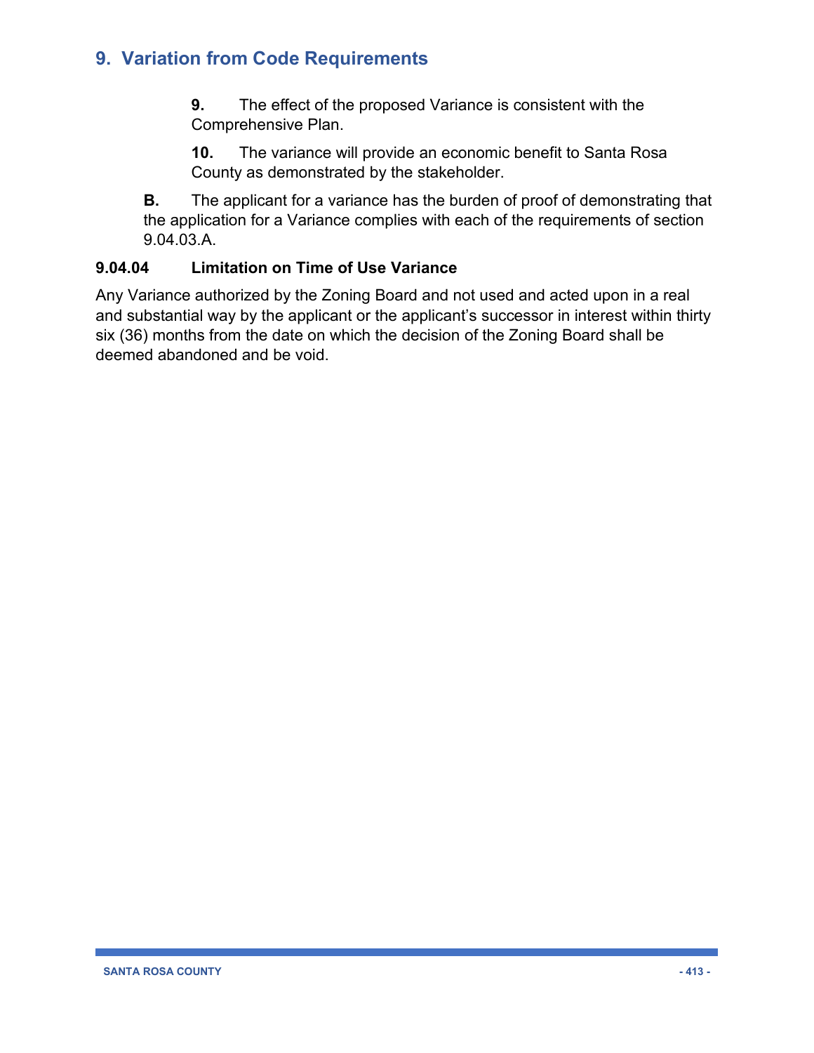## 9. Variation from Code Requirements

**9.** The effect of the proposed Variance is consistent with the Comprehensive Plan.

**10.** The variance will provide an economic benefit to Santa Rosa County as demonstrated by the stakeholder.

**B.** The applicant for a variance has the burden of proof of demonstrating that the application for a Variance complies with each of the requirements of section 9.04.03.A.

### 9.04.04 Limitation on Time of Use Variance

Any Variance authorized by the Zoning Board and not used and acted upon in a real and substantial way by the applicant or the applicant's successor in interest within thirty six (36) months from the date on which the decision of the Zoning Board shall be deemed abandoned and be void.